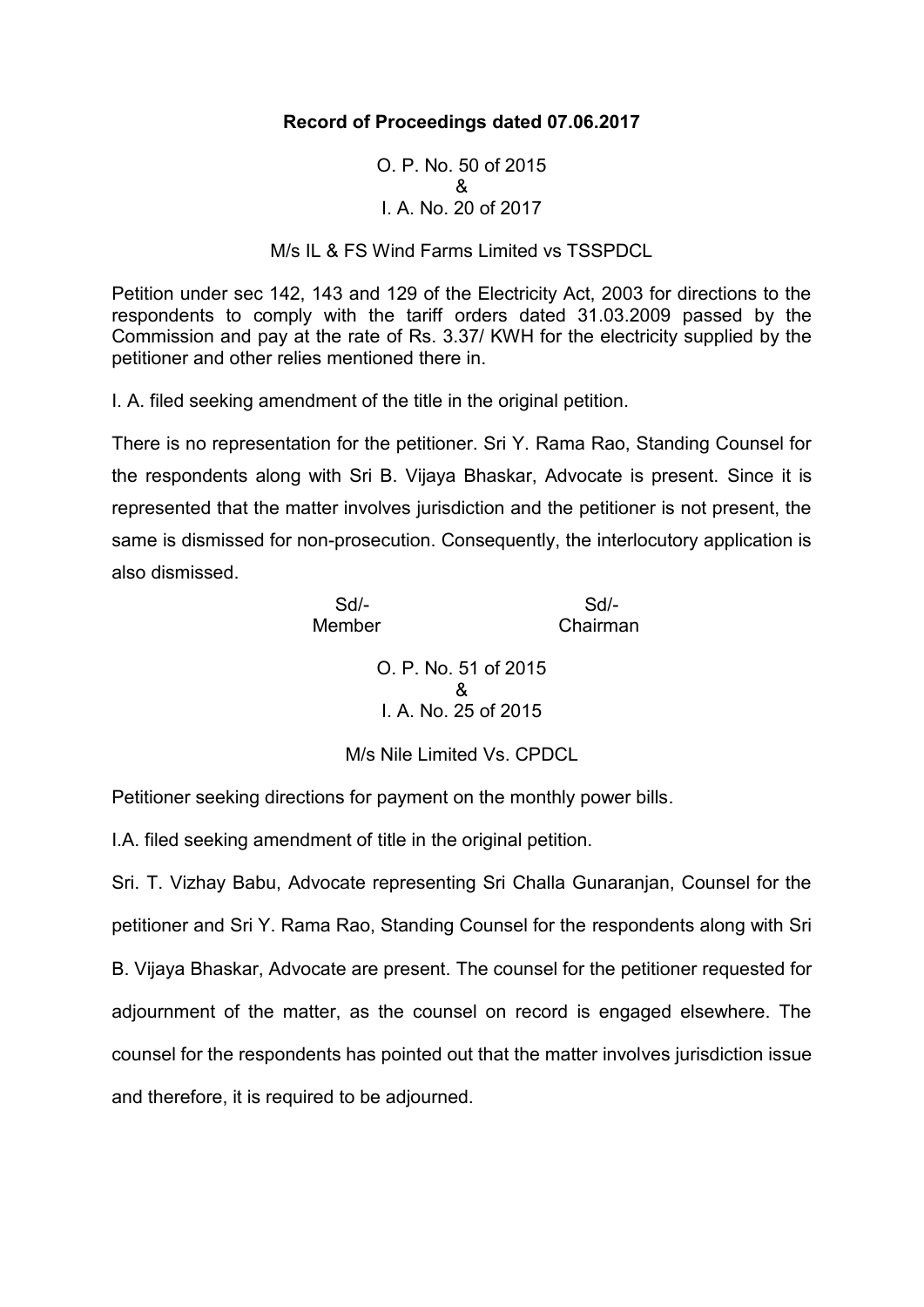**Record of Proceedings dated 07.06.2017**

O. P. No. 50 of 2015
&
I. A. No. 20 of 2017

M/s IL & FS Wind Farms Limited vs TSSPDCL

Petition under sec 142, 143 and 129 of the Electricity Act, 2003 for directions to the respondents to comply with the tariff orders dated 31.03.2009 passed by the Commission and pay at the rate of Rs. 3.37/ KWH for the electricity supplied by the petitioner and other relies mentioned there in.

I. A. filed seeking amendment of the title in the original petition.

There is no representation for the petitioner. Sri Y. Rama Rao, Standing Counsel for the respondents along with Sri B. Vijaya Bhaskar, Advocate is present. Since it is represented that the matter involves jurisdiction and the petitioner is not present, the same is dismissed for non-prosecution. Consequently, the interlocutory application is also dismissed.

| Sd/- | Sd/- |
|---|---|
| Member | Chairman |

O. P. No. 51 of 2015
&
I. A. No. 25 of 2015

M/s Nile Limited Vs. CPDCL

Petitioner seeking directions for payment on the monthly power bills.

I.A. filed seeking amendment of title in the original petition.

Sri. T. Vizhay Babu, Advocate representing Sri Challa Gunaranjan, Counsel for the petitioner and Sri Y. Rama Rao, Standing Counsel for the respondents along with Sri B. Vijaya Bhaskar, Advocate are present. The counsel for the petitioner requested for adjournment of the matter, as the counsel on record is engaged elsewhere. The counsel for the respondents has pointed out that the matter involves jurisdiction issue and therefore, it is required to be adjourned.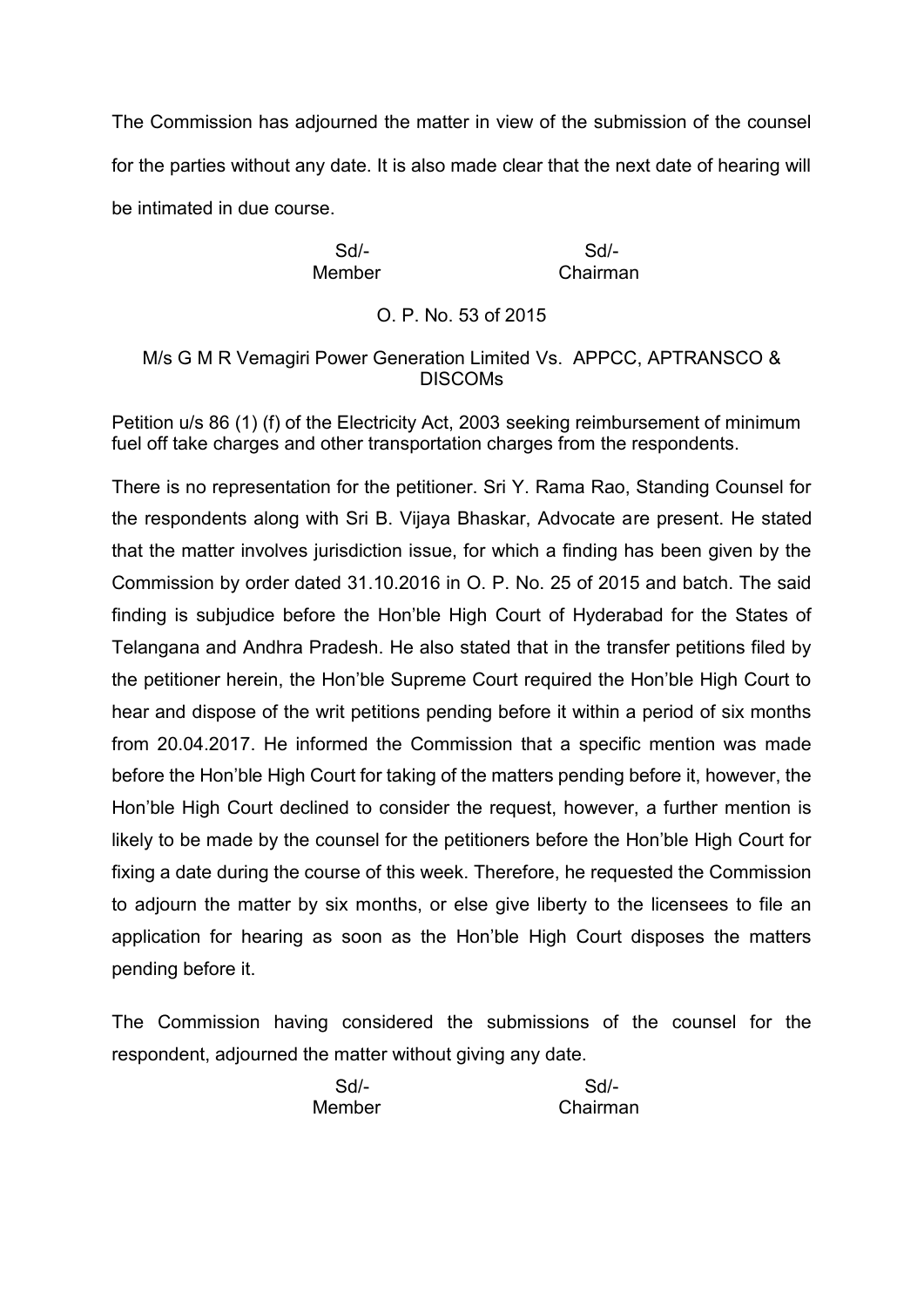The Commission has adjourned the matter in view of the submission of the counsel for the parties without any date. It is also made clear that the next date of hearing will be intimated in due course.

| Sd/- | Sd/- |
|---|---|
| Member | Chairman |

O. P. No. 53 of 2015

M/s G M R Vemagiri Power Generation Limited Vs. APPCC, APTRANSCO & DISCOMs

Petition u/s 86 (1) (f) of the Electricity Act, 2003 seeking reimbursement of minimum fuel off take charges and other transportation charges from the respondents.

There is no representation for the petitioner. Sri Y. Rama Rao, Standing Counsel for the respondents along with Sri B. Vijaya Bhaskar, Advocate are present. He stated that the matter involves jurisdiction issue, for which a finding has been given by the Commission by order dated 31.10.2016 in O. P. No. 25 of 2015 and batch. The said finding is subjudice before the Hon'ble High Court of Hyderabad for the States of Telangana and Andhra Pradesh. He also stated that in the transfer petitions filed by the petitioner herein, the Hon'ble Supreme Court required the Hon'ble High Court to hear and dispose of the writ petitions pending before it within a period of six months from 20.04.2017. He informed the Commission that a specific mention was made before the Hon'ble High Court for taking of the matters pending before it, however, the Hon'ble High Court declined to consider the request, however, a further mention is likely to be made by the counsel for the petitioners before the Hon'ble High Court for fixing a date during the course of this week. Therefore, he requested the Commission to adjourn the matter by six months, or else give liberty to the licensees to file an application for hearing as soon as the Hon'ble High Court disposes the matters pending before it.

The Commission having considered the submissions of the counsel for the respondent, adjourned the matter without giving any date.

| Sd/- | Sd/- |
|---|---|
| Member | Chairman |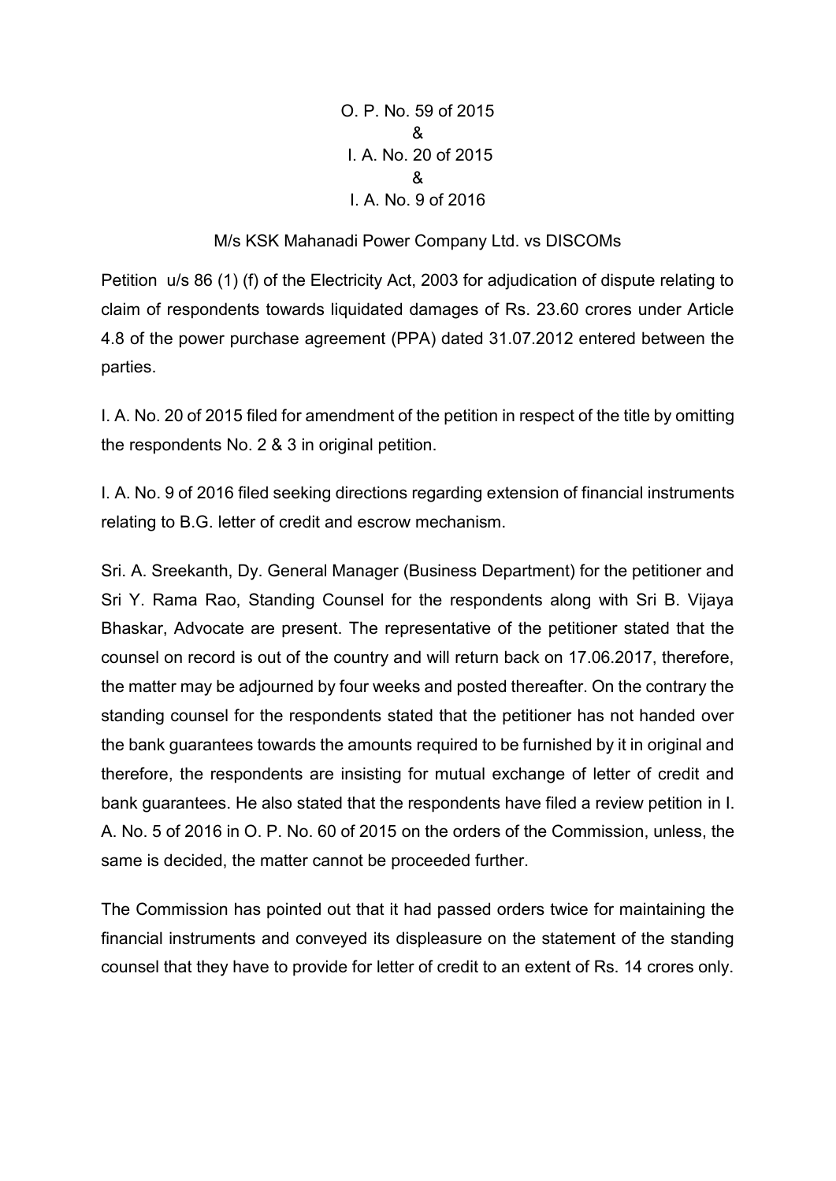O. P. No. 59 of 2015
&
I. A. No. 20 of 2015
&
I. A. No. 9 of 2016

M/s KSK Mahanadi Power Company Ltd. vs DISCOMs

Petition u/s 86 (1) (f) of the Electricity Act, 2003 for adjudication of dispute relating to claim of respondents towards liquidated damages of Rs. 23.60 crores under Article 4.8 of the power purchase agreement (PPA) dated 31.07.2012 entered between the parties.

I. A. No. 20 of 2015 filed for amendment of the petition in respect of the title by omitting the respondents No. 2 & 3 in original petition.

I. A. No. 9 of 2016 filed seeking directions regarding extension of financial instruments relating to B.G. letter of credit and escrow mechanism.

Sri. A. Sreekanth, Dy. General Manager (Business Department) for the petitioner and Sri Y. Rama Rao, Standing Counsel for the respondents along with Sri B. Vijaya Bhaskar, Advocate are present. The representative of the petitioner stated that the counsel on record is out of the country and will return back on 17.06.2017, therefore, the matter may be adjourned by four weeks and posted thereafter. On the contrary the standing counsel for the respondents stated that the petitioner has not handed over the bank guarantees towards the amounts required to be furnished by it in original and therefore, the respondents are insisting for mutual exchange of letter of credit and bank guarantees. He also stated that the respondents have filed a review petition in I. A. No. 5 of 2016 in O. P. No. 60 of 2015 on the orders of the Commission, unless, the same is decided, the matter cannot be proceeded further.

The Commission has pointed out that it had passed orders twice for maintaining the financial instruments and conveyed its displeasure on the statement of the standing counsel that they have to provide for letter of credit to an extent of Rs. 14 crores only.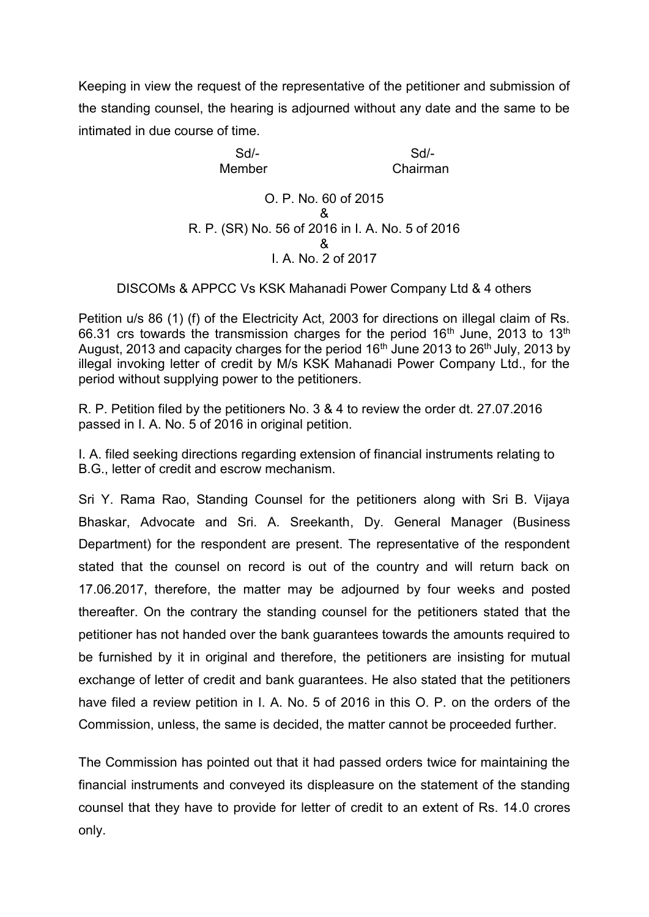Keeping in view the request of the representative of the petitioner and submission of the standing counsel, the hearing is adjourned without any date and the same to be intimated in due course of time.

| Sd/- | Sd/- |
|---|---|
| Member | Chairman |

O. P. No. 60 of 2015
&
R. P. (SR) No. 56 of 2016 in I. A. No. 5 of 2016
&
I. A. No. 2 of 2017

DISCOMs & APPCC Vs KSK Mahanadi Power Company Ltd & 4 others

Petition u/s 86 (1) (f) of the Electricity Act, 2003 for directions on illegal claim of Rs. 66.31 crs towards the transmission charges for the period 16th June, 2013 to 13th August, 2013 and capacity charges for the period 16th June 2013 to 26th July, 2013 by illegal invoking letter of credit by M/s KSK Mahanadi Power Company Ltd., for the period without supplying power to the petitioners.

R. P. Petition filed by the petitioners No. 3 & 4 to review the order dt. 27.07.2016 passed in I. A. No. 5 of 2016 in original petition.

I. A. filed seeking directions regarding extension of financial instruments relating to B.G., letter of credit and escrow mechanism.

Sri Y. Rama Rao, Standing Counsel for the petitioners along with Sri B. Vijaya Bhaskar, Advocate and Sri. A. Sreekanth, Dy. General Manager (Business Department) for the respondent are present. The representative of the respondent stated that the counsel on record is out of the country and will return back on 17.06.2017, therefore, the matter may be adjourned by four weeks and posted thereafter. On the contrary the standing counsel for the petitioners stated that the petitioner has not handed over the bank guarantees towards the amounts required to be furnished by it in original and therefore, the petitioners are insisting for mutual exchange of letter of credit and bank guarantees. He also stated that the petitioners have filed a review petition in I. A. No. 5 of 2016 in this O. P. on the orders of the Commission, unless, the same is decided, the matter cannot be proceeded further.

The Commission has pointed out that it had passed orders twice for maintaining the financial instruments and conveyed its displeasure on the statement of the standing counsel that they have to provide for letter of credit to an extent of Rs. 14.0 crores only.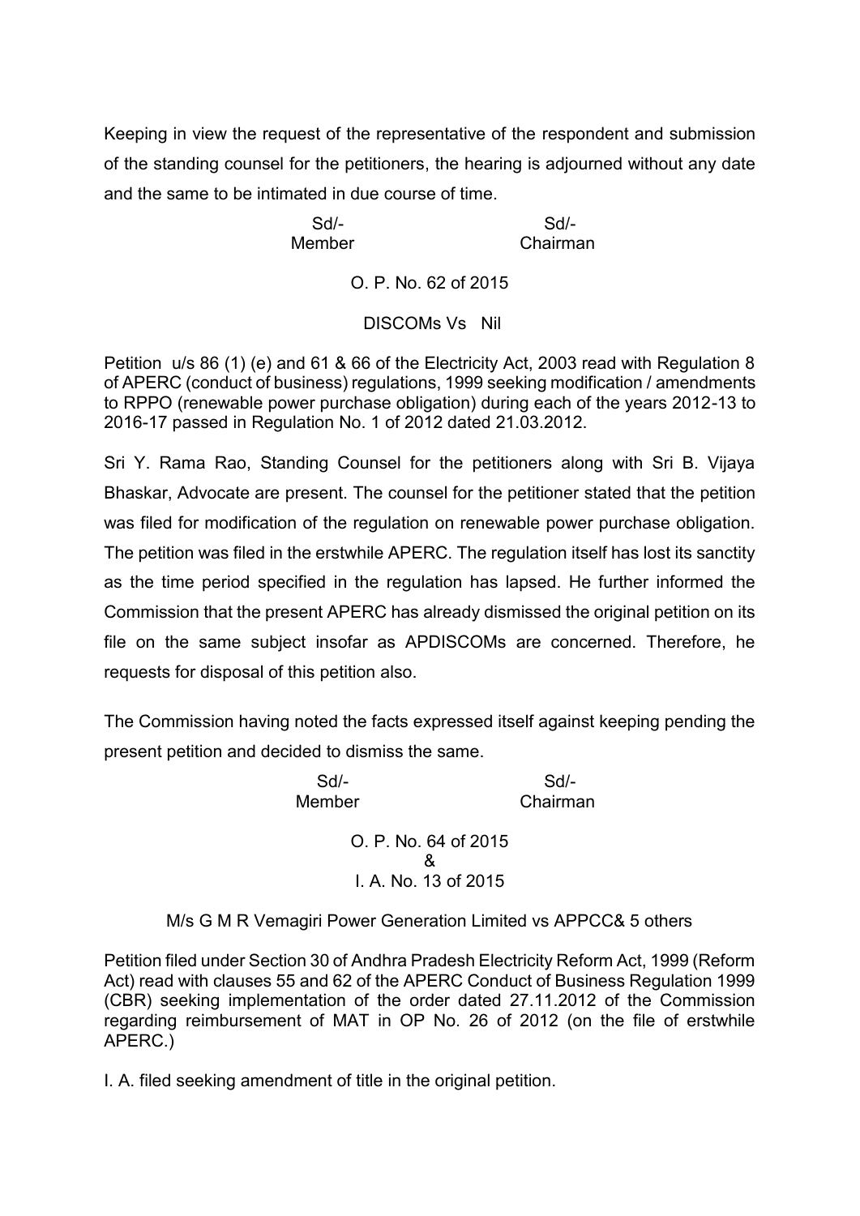Keeping in view the request of the representative of the respondent and submission of the standing counsel for the petitioners, the hearing is adjourned without any date and the same to be intimated in due course of time.

Sd/- Sd/-
Member Chairman

O. P. No. 62 of 2015

DISCOMs Vs Nil

Petition u/s 86 (1) (e) and 61 & 66 of the Electricity Act, 2003 read with Regulation 8 of APERC (conduct of business) regulations, 1999 seeking modification / amendments to RPPO (renewable power purchase obligation) during each of the years 2012-13 to 2016-17 passed in Regulation No. 1 of 2012 dated 21.03.2012.

Sri Y. Rama Rao, Standing Counsel for the petitioners along with Sri B. Vijaya Bhaskar, Advocate are present. The counsel for the petitioner stated that the petition was filed for modification of the regulation on renewable power purchase obligation. The petition was filed in the erstwhile APERC. The regulation itself has lost its sanctity as the time period specified in the regulation has lapsed. He further informed the Commission that the present APERC has already dismissed the original petition on its file on the same subject insofar as APDISCOMs are concerned. Therefore, he requests for disposal of this petition also.

The Commission having noted the facts expressed itself against keeping pending the present petition and decided to dismiss the same.

Sd/- Sd/-
Member Chairman

O. P. No. 64 of 2015
&
I. A. No. 13 of 2015

M/s G M R Vemagiri Power Generation Limited vs APPCC& 5 others

Petition filed under Section 30 of Andhra Pradesh Electricity Reform Act, 1999 (Reform Act) read with clauses 55 and 62 of the APERC Conduct of Business Regulation 1999 (CBR) seeking implementation of the order dated 27.11.2012 of the Commission regarding reimbursement of MAT in OP No. 26 of 2012 (on the file of erstwhile APERC.)

I. A. filed seeking amendment of title in the original petition.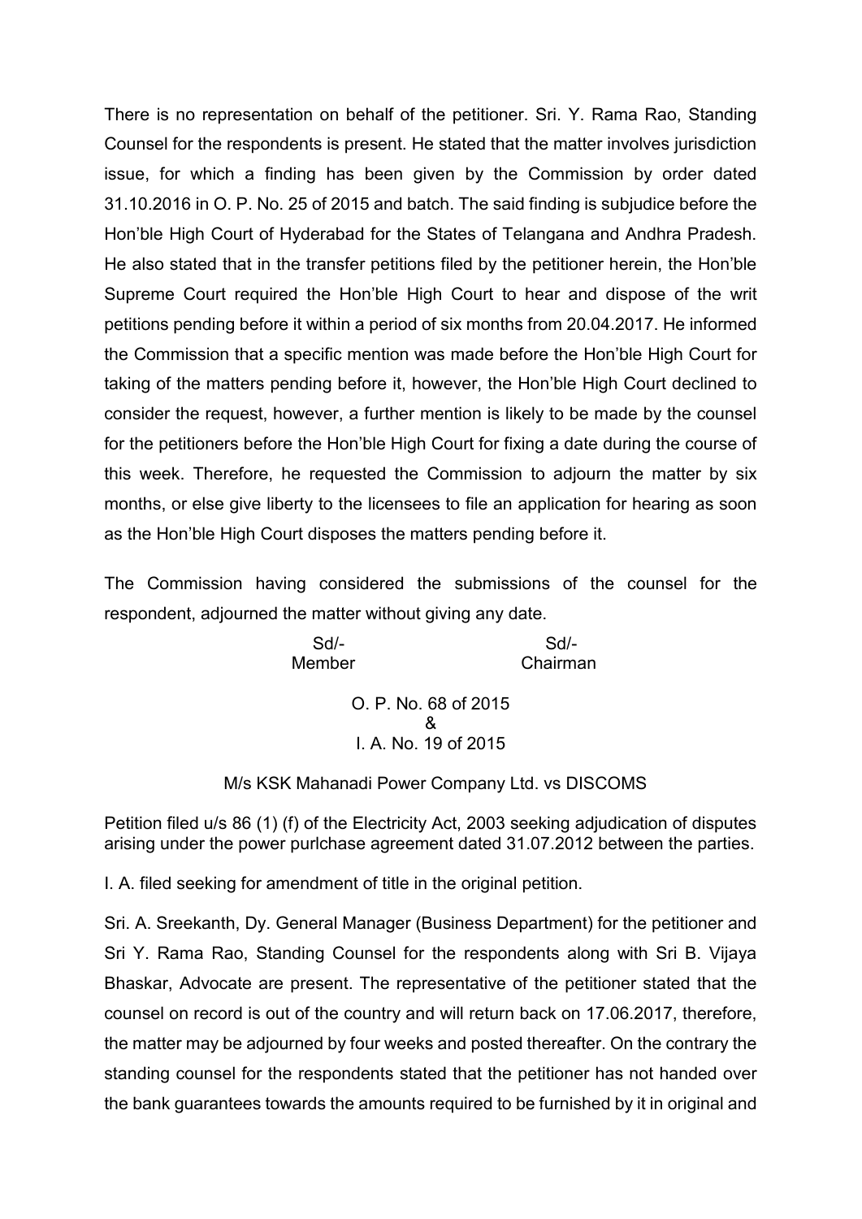There is no representation on behalf of the petitioner. Sri. Y. Rama Rao, Standing Counsel for the respondents is present. He stated that the matter involves jurisdiction issue, for which a finding has been given by the Commission by order dated 31.10.2016 in O. P. No. 25 of 2015 and batch. The said finding is subjudice before the Hon'ble High Court of Hyderabad for the States of Telangana and Andhra Pradesh. He also stated that in the transfer petitions filed by the petitioner herein, the Hon'ble Supreme Court required the Hon'ble High Court to hear and dispose of the writ petitions pending before it within a period of six months from 20.04.2017. He informed the Commission that a specific mention was made before the Hon'ble High Court for taking of the matters pending before it, however, the Hon'ble High Court declined to consider the request, however, a further mention is likely to be made by the counsel for the petitioners before the Hon'ble High Court for fixing a date during the course of this week. Therefore, he requested the Commission to adjourn the matter by six months, or else give liberty to the licensees to file an application for hearing as soon as the Hon'ble High Court disposes the matters pending before it.

The Commission having considered the submissions of the counsel for the respondent, adjourned the matter without giving any date.

| Sd/- | Sd/- |
|---|---|
| Member | Chairman |

O. P. No. 68 of 2015
&
I. A. No. 19 of 2015

M/s KSK Mahanadi Power Company Ltd. vs DISCOMS

Petition filed u/s 86 (1) (f) of the Electricity Act, 2003 seeking adjudication of disputes arising under the power purlchase agreement dated 31.07.2012 between the parties.

I. A. filed seeking for amendment of title in the original petition.

Sri. A. Sreekanth, Dy. General Manager (Business Department) for the petitioner and Sri Y. Rama Rao, Standing Counsel for the respondents along with Sri B. Vijaya Bhaskar, Advocate are present. The representative of the petitioner stated that the counsel on record is out of the country and will return back on 17.06.2017, therefore, the matter may be adjourned by four weeks and posted thereafter. On the contrary the standing counsel for the respondents stated that the petitioner has not handed over the bank guarantees towards the amounts required to be furnished by it in original and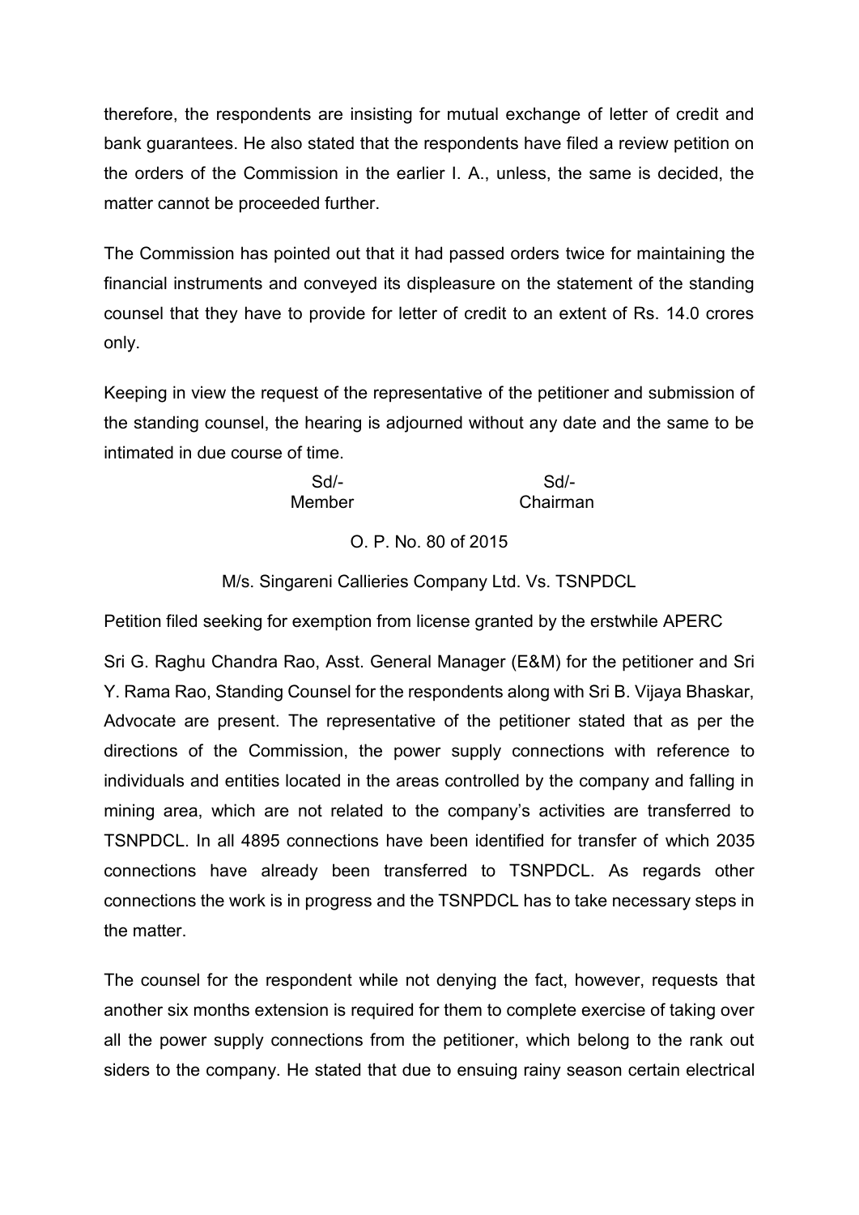therefore, the respondents are insisting for mutual exchange of letter of credit and bank guarantees. He also stated that the respondents have filed a review petition on the orders of the Commission in the earlier I. A., unless, the same is decided, the matter cannot be proceeded further.

The Commission has pointed out that it had passed orders twice for maintaining the financial instruments and conveyed its displeasure on the statement of the standing counsel that they have to provide for letter of credit to an extent of Rs. 14.0 crores only.

Keeping in view the request of the representative of the petitioner and submission of the standing counsel, the hearing is adjourned without any date and the same to be intimated in due course of time.

| Sd/- | Sd/- |
|---|---|
| Member | Chairman |

O. P. No. 80 of 2015

M/s. Singareni Callieries Company Ltd. Vs. TSNPDCL

Petition filed seeking for exemption from license granted by the erstwhile APERC

Sri G. Raghu Chandra Rao, Asst. General Manager (E&M) for the petitioner and Sri Y. Rama Rao, Standing Counsel for the respondents along with Sri B. Vijaya Bhaskar, Advocate are present. The representative of the petitioner stated that as per the directions of the Commission, the power supply connections with reference to individuals and entities located in the areas controlled by the company and falling in mining area, which are not related to the company's activities are transferred to TSNPDCL. In all 4895 connections have been identified for transfer of which 2035 connections have already been transferred to TSNPDCL. As regards other connections the work is in progress and the TSNPDCL has to take necessary steps in the matter.

The counsel for the respondent while not denying the fact, however, requests that another six months extension is required for them to complete exercise of taking over all the power supply connections from the petitioner, which belong to the rank out siders to the company. He stated that due to ensuing rainy season certain electrical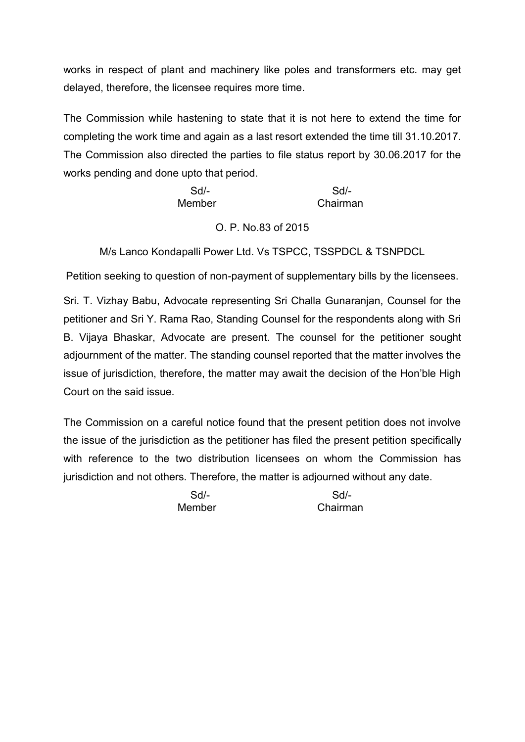works in respect of plant and machinery like poles and transformers etc. may get delayed, therefore, the licensee requires more time.

The Commission while hastening to state that it is not here to extend the time for completing the work time and again as a last resort extended the time till 31.10.2017. The Commission also directed the parties to file status report by 30.06.2017 for the works pending and done upto that period.

| | |
|---|---|
| Sd/- | Sd/- |
| Member | Chairman |

O. P. No.83 of 2015

M/s Lanco Kondapalli Power Ltd. Vs TSPCC, TSSPDCL & TSNPDCL

Petition seeking to question of non-payment of supplementary bills by the licensees.

Sri. T. Vizhay Babu, Advocate representing Sri Challa Gunaranjan, Counsel for the petitioner and Sri Y. Rama Rao, Standing Counsel for the respondents along with Sri B. Vijaya Bhaskar, Advocate are present. The counsel for the petitioner sought adjournment of the matter. The standing counsel reported that the matter involves the issue of jurisdiction, therefore, the matter may await the decision of the Hon'ble High Court on the said issue.

The Commission on a careful notice found that the present petition does not involve the issue of the jurisdiction as the petitioner has filed the present petition specifically with reference to the two distribution licensees on whom the Commission has jurisdiction and not others. Therefore, the matter is adjourned without any date.

| | |
|---|---|
| Sd/- | Sd/- |
| Member | Chairman |